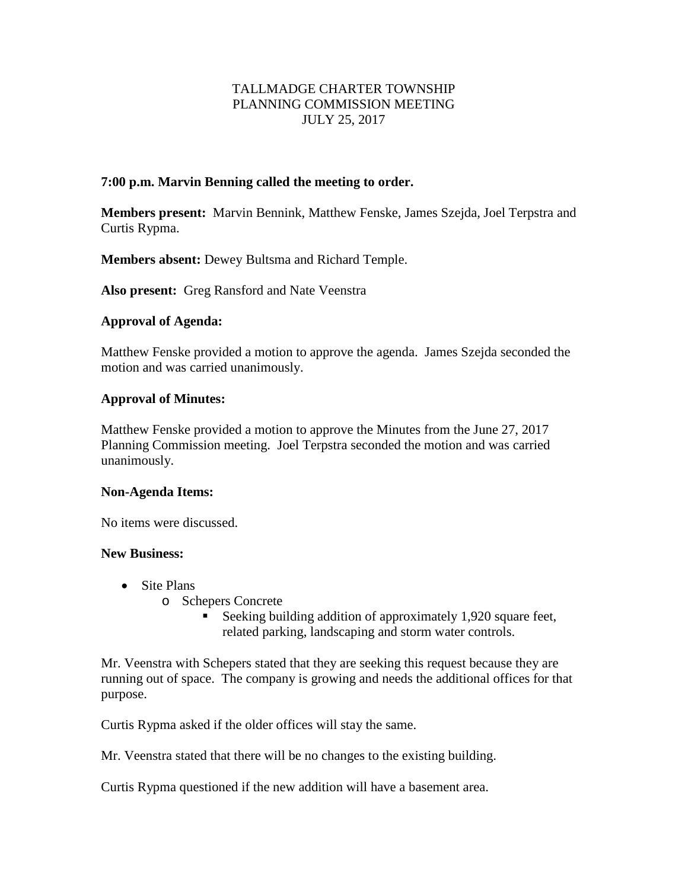TALLMADGE CHARTER TOWNSHIP
PLANNING COMMISSION MEETING
JULY 25, 2017

**7:00 p.m. Marvin Benning called the meeting to order.**

**Members present:** Marvin Bennink, Matthew Fenske, James Szejda, Joel Terpstra and Curtis Rypma.

**Members absent:** Dewey Bultsma and Richard Temple.

**Also present:** Greg Ransford and Nate Veenstra

**Approval of Agenda:**

Matthew Fenske provided a motion to approve the agenda. James Szejda seconded the motion and was carried unanimously.

**Approval of Minutes:**

Matthew Fenske provided a motion to approve the Minutes from the June 27, 2017 Planning Commission meeting. Joel Terpstra seconded the motion and was carried unanimously.

**Non-Agenda Items:**

No items were discussed.

**New Business:**

- Site Plans
  - Schepers Concrete
    - Seeking building addition of approximately 1,920 square feet, related parking, landscaping and storm water controls.

Mr. Veenstra with Schepers stated that they are seeking this request because they are running out of space. The company is growing and needs the additional offices for that purpose.

Curtis Rypma asked if the older offices will stay the same.

Mr. Veenstra stated that there will be no changes to the existing building.

Curtis Rypma questioned if the new addition will have a basement area.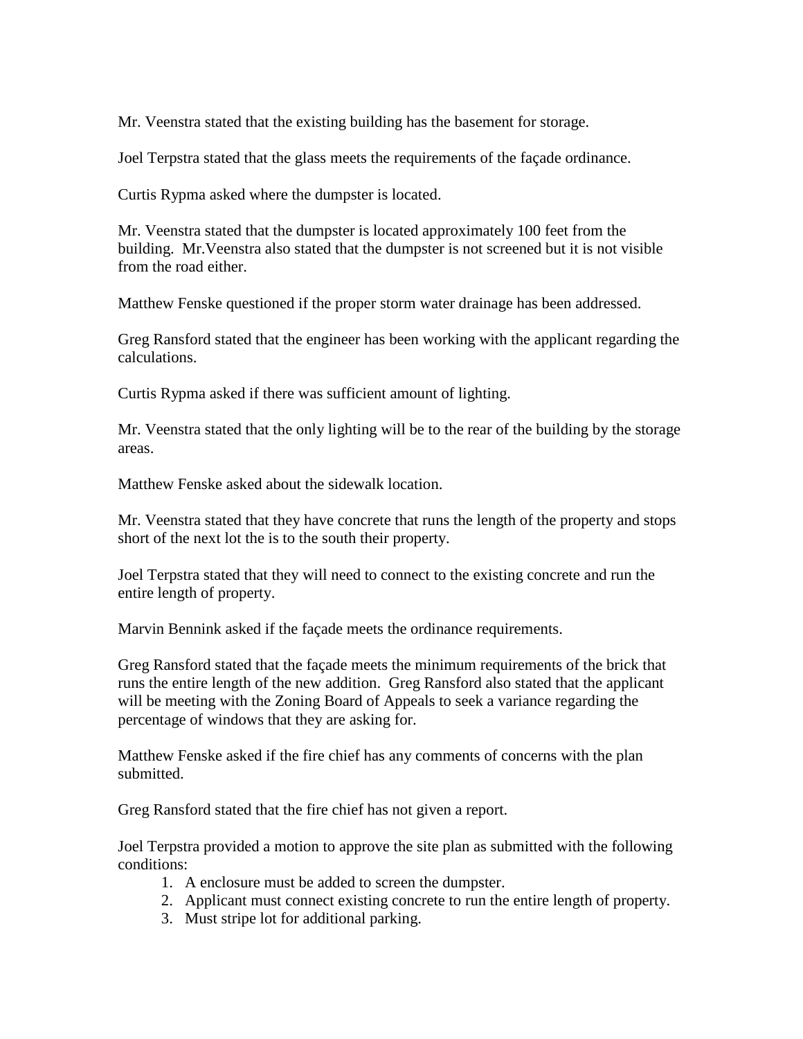Mr. Veenstra stated that the existing building has the basement for storage.

Joel Terpstra stated that the glass meets the requirements of the façade ordinance.

Curtis Rypma asked where the dumpster is located.

Mr. Veenstra stated that the dumpster is located approximately 100 feet from the building. Mr.Veenstra also stated that the dumpster is not screened but it is not visible from the road either.

Matthew Fenske questioned if the proper storm water drainage has been addressed.

Greg Ransford stated that the engineer has been working with the applicant regarding the calculations.

Curtis Rypma asked if there was sufficient amount of lighting.

Mr. Veenstra stated that the only lighting will be to the rear of the building by the storage areas.

Matthew Fenske asked about the sidewalk location.

Mr. Veenstra stated that they have concrete that runs the length of the property and stops short of the next lot the is to the south their property.

Joel Terpstra stated that they will need to connect to the existing concrete and run the entire length of property.

Marvin Bennink asked if the façade meets the ordinance requirements.

Greg Ransford stated that the façade meets the minimum requirements of the brick that runs the entire length of the new addition. Greg Ransford also stated that the applicant will be meeting with the Zoning Board of Appeals to seek a variance regarding the percentage of windows that they are asking for.

Matthew Fenske asked if the fire chief has any comments of concerns with the plan submitted.

Greg Ransford stated that the fire chief has not given a report.

Joel Terpstra provided a motion to approve the site plan as submitted with the following conditions:

1. A enclosure must be added to screen the dumpster.
2. Applicant must connect existing concrete to run the entire length of property.
3. Must stripe lot for additional parking.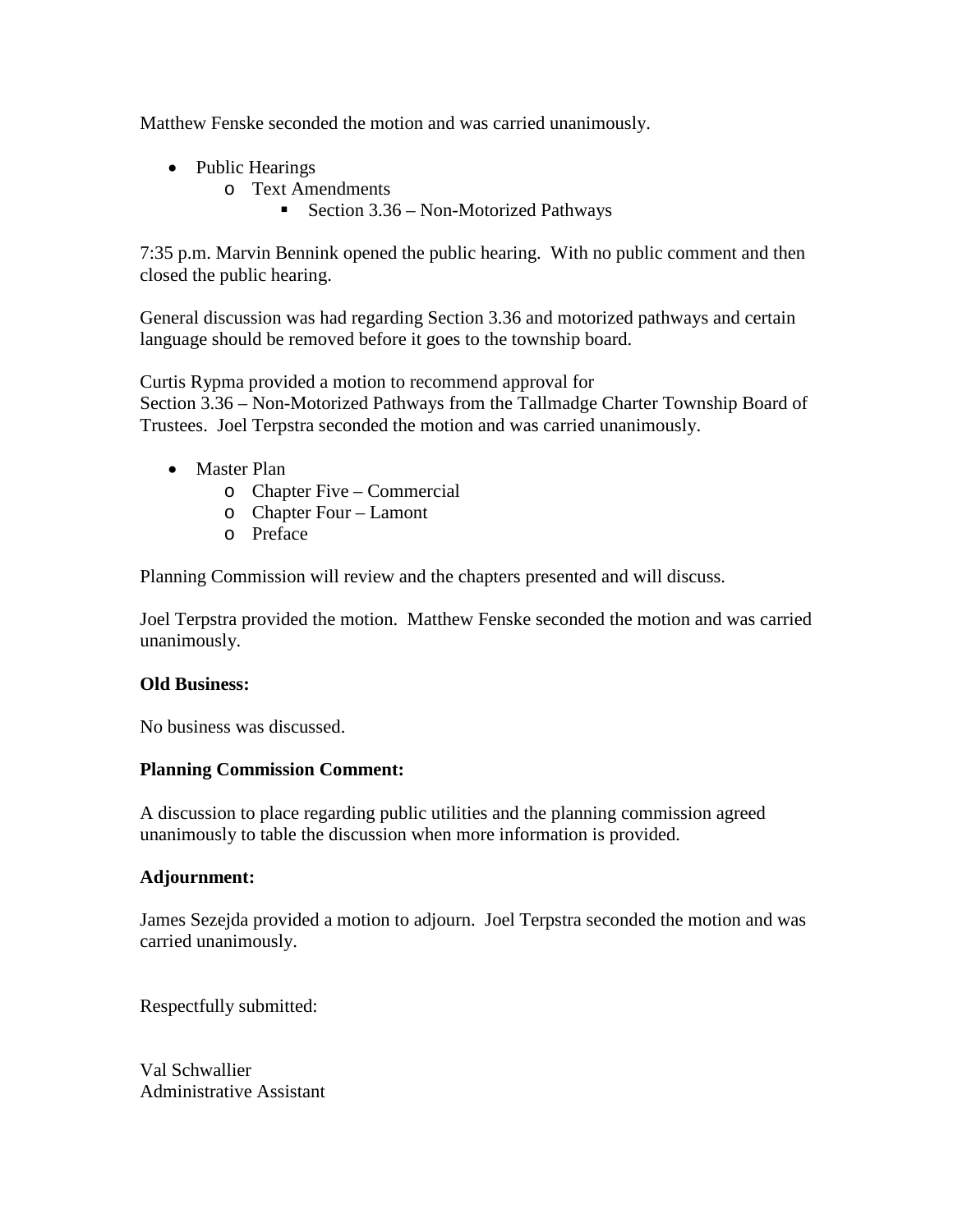Matthew Fenske seconded the motion and was carried unanimously.

- Public Hearings
  - Text Amendments
    - Section 3.36 – Non-Motorized Pathways

7:35 p.m. Marvin Bennink opened the public hearing. With no public comment and then closed the public hearing.

General discussion was had regarding Section 3.36 and motorized pathways and certain language should be removed before it goes to the township board.

Curtis Rypma provided a motion to recommend approval for
Section 3.36 – Non-Motorized Pathways from the Tallmadge Charter Township Board of Trustees. Joel Terpstra seconded the motion and was carried unanimously.

- Master Plan
  - Chapter Five – Commercial
  - Chapter Four – Lamont
  - Preface

Planning Commission will review and the chapters presented and will discuss.

Joel Terpstra provided the motion. Matthew Fenske seconded the motion and was carried unanimously.

**Old Business:**

No business was discussed.

**Planning Commission Comment:**

A discussion to place regarding public utilities and the planning commission agreed unanimously to table the discussion when more information is provided.

**Adjournment:**

James Sezejda provided a motion to adjourn. Joel Terpstra seconded the motion and was carried unanimously.

Respectfully submitted:

Val Schwallier
Administrative Assistant